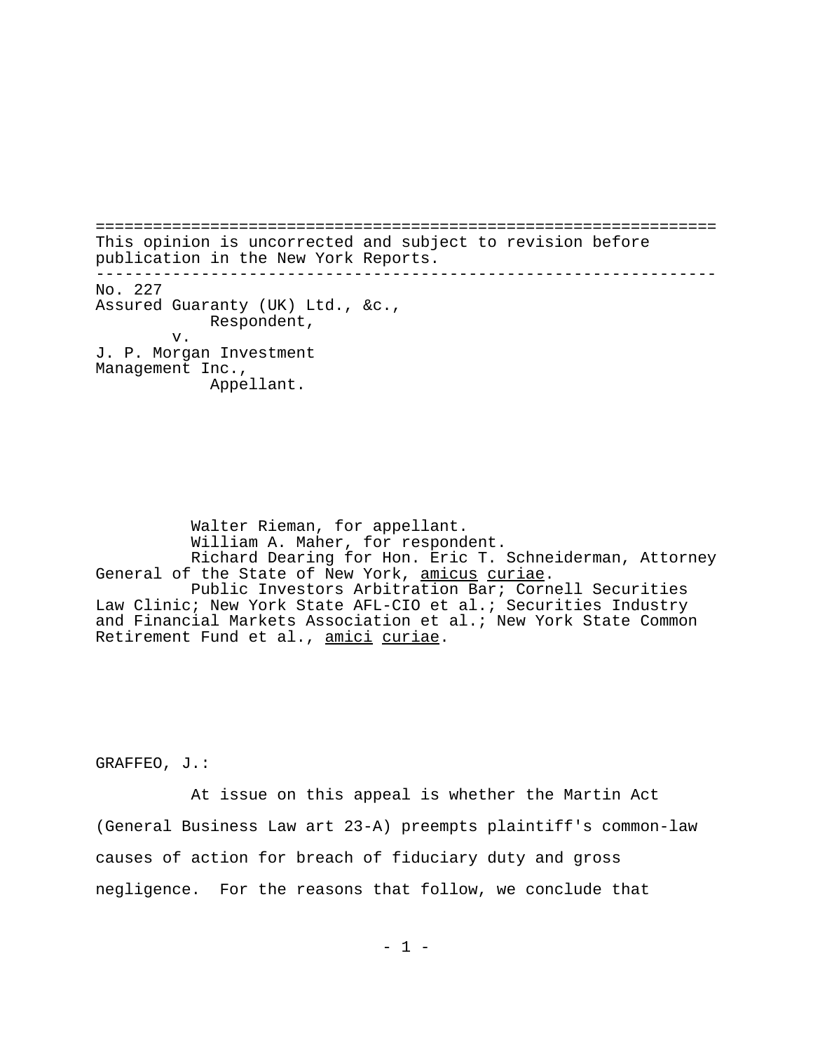This opinion is uncorrected and subject to revision before publication in the New York Reports.

---

No. 227
Assured Guaranty (UK) Ltd., &c.,
Respondent,
v.
J. P. Morgan Investment Management Inc.,
Appellant.

Walter Rieman, for appellant.
William A. Maher, for respondent.
Richard Dearing for Hon. Eric T. Schneiderman, Attorney General of the State of New York, amicus curiae.
Public Investors Arbitration Bar; Cornell Securities Law Clinic; New York State AFL-CIO et al.; Securities Industry and Financial Markets Association et al.; New York State Common Retirement Fund et al., amici curiae.

GRAFFEO, J.:

At issue on this appeal is whether the Martin Act (General Business Law art 23-A) preempts plaintiff's common-law causes of action for breach of fiduciary duty and gross negligence. For the reasons that follow, we conclude that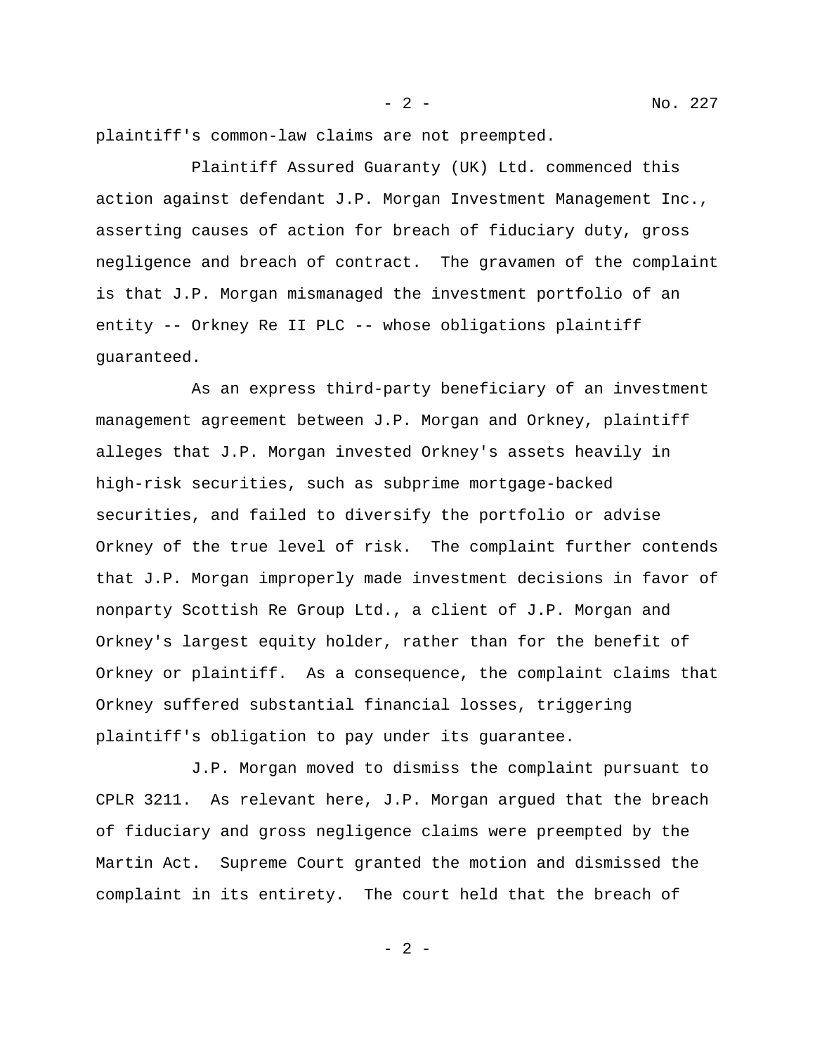plaintiff's common-law claims are not preempted.

Plaintiff Assured Guaranty (UK) Ltd. commenced this action against defendant J.P. Morgan Investment Management Inc., asserting causes of action for breach of fiduciary duty, gross negligence and breach of contract. The gravamen of the complaint is that J.P. Morgan mismanaged the investment portfolio of an entity -- Orkney Re II PLC -- whose obligations plaintiff guaranteed.

As an express third-party beneficiary of an investment management agreement between J.P. Morgan and Orkney, plaintiff alleges that J.P. Morgan invested Orkney's assets heavily in high-risk securities, such as subprime mortgage-backed securities, and failed to diversify the portfolio or advise Orkney of the true level of risk. The complaint further contends that J.P. Morgan improperly made investment decisions in favor of nonparty Scottish Re Group Ltd., a client of J.P. Morgan and Orkney's largest equity holder, rather than for the benefit of Orkney or plaintiff. As a consequence, the complaint claims that Orkney suffered substantial financial losses, triggering plaintiff's obligation to pay under its guarantee.

J.P. Morgan moved to dismiss the complaint pursuant to CPLR 3211. As relevant here, J.P. Morgan argued that the breach of fiduciary and gross negligence claims were preempted by the Martin Act. Supreme Court granted the motion and dismissed the complaint in its entirety. The court held that the breach of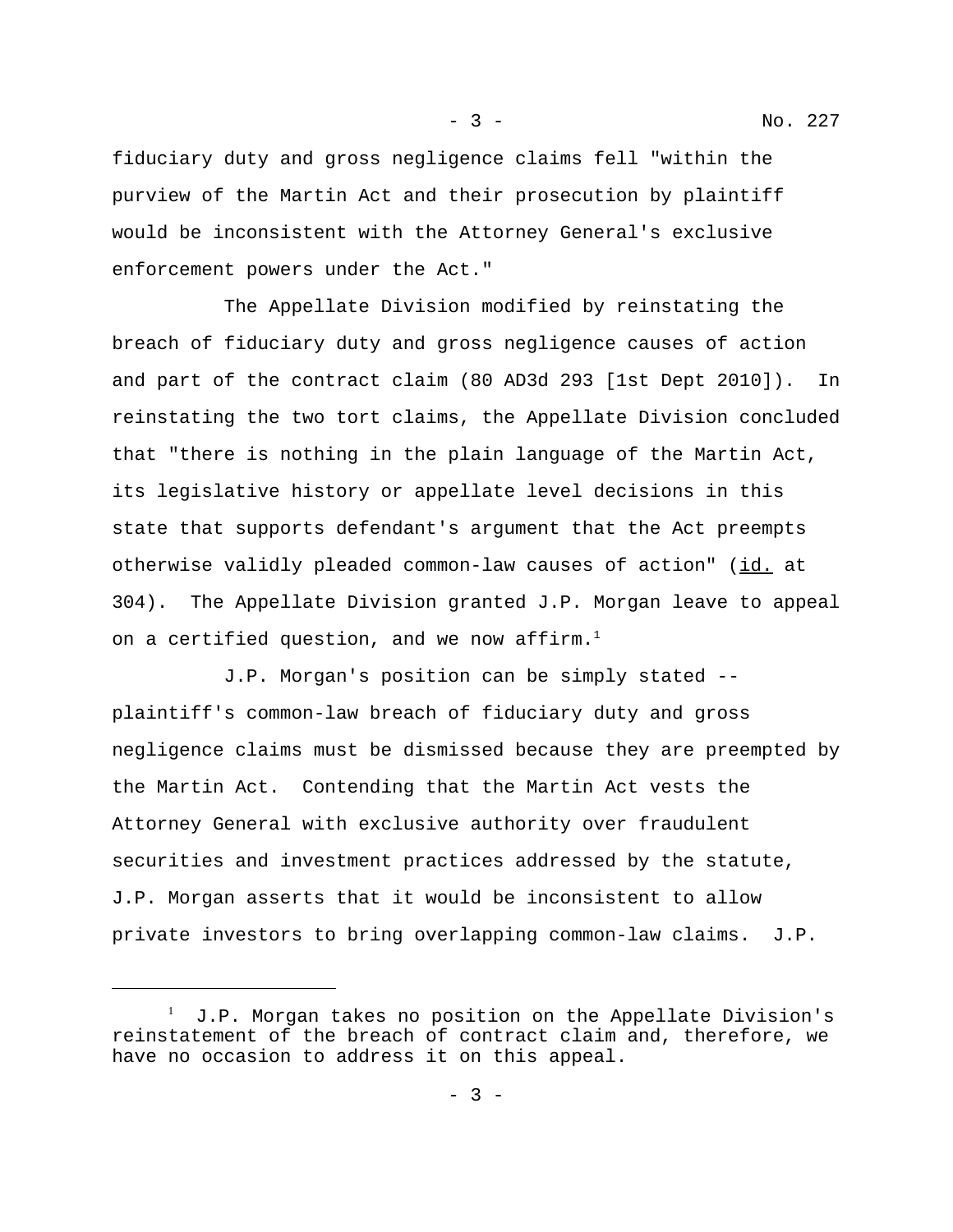fiduciary duty and gross negligence claims fell "within the purview of the Martin Act and their prosecution by plaintiff would be inconsistent with the Attorney General's exclusive enforcement powers under the Act."

The Appellate Division modified by reinstating the breach of fiduciary duty and gross negligence causes of action and part of the contract claim (80 AD3d 293 [1st Dept 2010]). In reinstating the two tort claims, the Appellate Division concluded that "there is nothing in the plain language of the Martin Act, its legislative history or appellate level decisions in this state that supports defendant's argument that the Act preempts otherwise validly pleaded common-law causes of action" (id. at 304). The Appellate Division granted J.P. Morgan leave to appeal on a certified question, and we now affirm.[1]

J.P. Morgan's position can be simply stated -- plaintiff's common-law breach of fiduciary duty and gross negligence claims must be dismissed because they are preempted by the Martin Act. Contending that the Martin Act vests the Attorney General with exclusive authority over fraudulent securities and investment practices addressed by the statute, J.P. Morgan asserts that it would be inconsistent to allow private investors to bring overlapping common-law claims. J.P.

---

[1] J.P. Morgan takes no position on the Appellate Division's reinstatement of the breach of contract claim and, therefore, we have no occasion to address it on this appeal.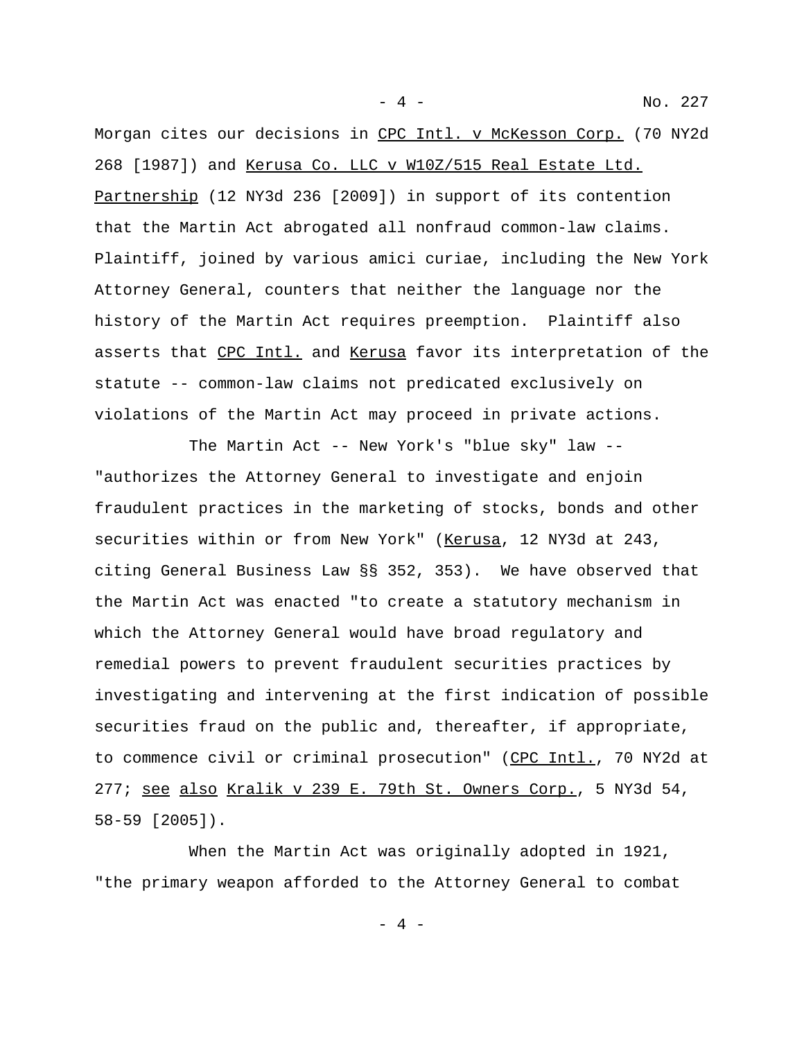Morgan cites our decisions in CPC Intl. v McKesson Corp. (70 NY2d 268 [1987]) and Kerusa Co. LLC v W10Z/515 Real Estate Ltd. Partnership (12 NY3d 236 [2009]) in support of its contention that the Martin Act abrogated all nonfraud common-law claims. Plaintiff, joined by various amici curiae, including the New York Attorney General, counters that neither the language nor the history of the Martin Act requires preemption. Plaintiff also asserts that CPC Intl. and Kerusa favor its interpretation of the statute -- common-law claims not predicated exclusively on violations of the Martin Act may proceed in private actions.

The Martin Act -- New York's "blue sky" law -- "authorizes the Attorney General to investigate and enjoin fraudulent practices in the marketing of stocks, bonds and other securities within or from New York" (Kerusa, 12 NY3d at 243, citing General Business Law §§ 352, 353). We have observed that the Martin Act was enacted "to create a statutory mechanism in which the Attorney General would have broad regulatory and remedial powers to prevent fraudulent securities practices by investigating and intervening at the first indication of possible securities fraud on the public and, thereafter, if appropriate, to commence civil or criminal prosecution" (CPC Intl., 70 NY2d at 277; see also Kralik v 239 E. 79th St. Owners Corp., 5 NY3d 54, 58-59 [2005]).

When the Martin Act was originally adopted in 1921, "the primary weapon afforded to the Attorney General to combat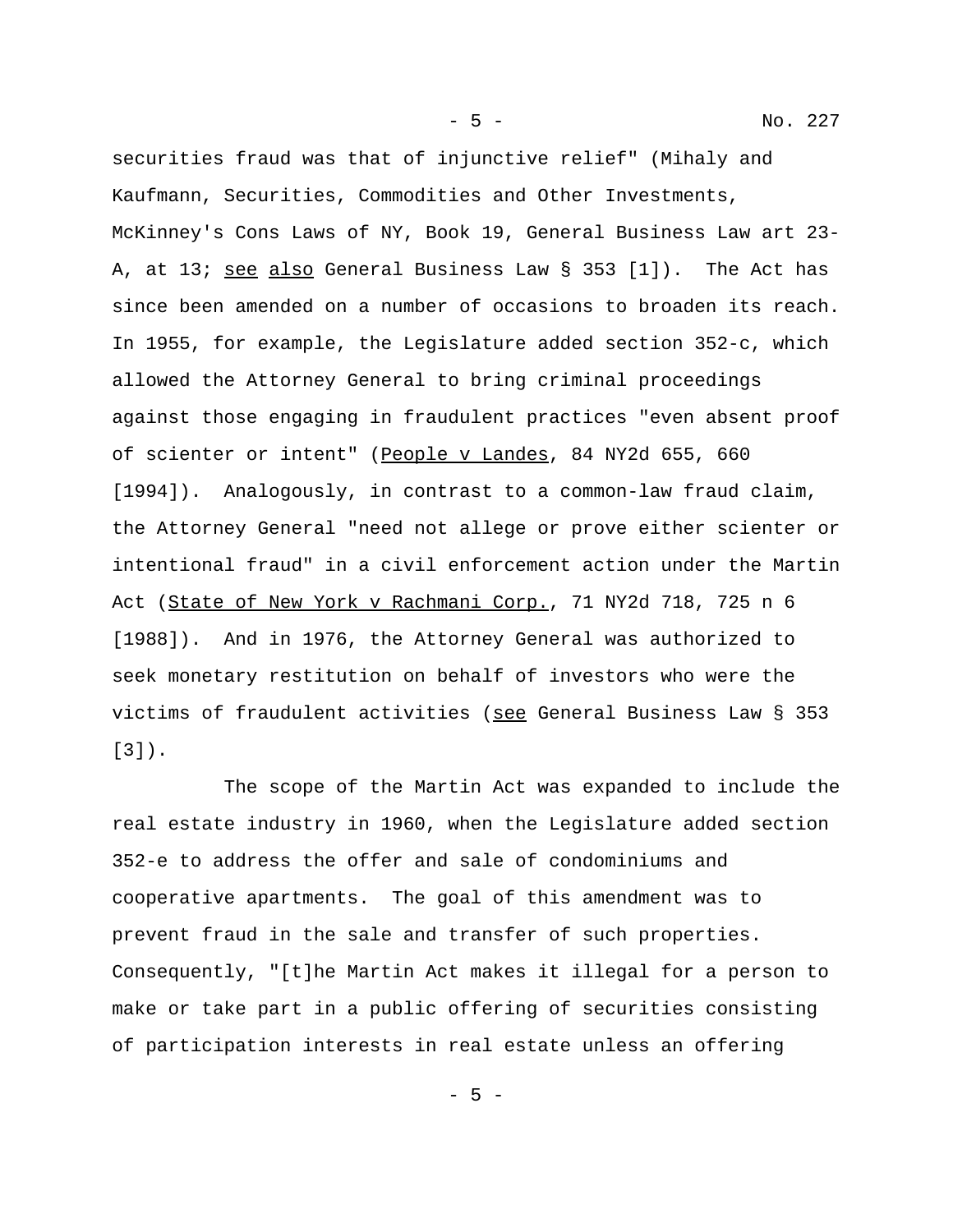securities fraud was that of injunctive relief" (Mihaly and Kaufmann, Securities, Commodities and Other Investments, McKinney's Cons Laws of NY, Book 19, General Business Law art 23-A, at 13; _see also_ General Business Law § 353 [1]). The Act has since been amended on a number of occasions to broaden its reach. In 1955, for example, the Legislature added section 352-c, which allowed the Attorney General to bring criminal proceedings against those engaging in fraudulent practices "even absent proof of scienter or intent" (_People v Landes_, 84 NY2d 655, 660 [1994]). Analogously, in contrast to a common-law fraud claim, the Attorney General "need not allege or prove either scienter or intentional fraud" in a civil enforcement action under the Martin Act (_State of New York v Rachmani Corp._, 71 NY2d 718, 725 n 6 [1988]). And in 1976, the Attorney General was authorized to seek monetary restitution on behalf of investors who were the victims of fraudulent activities (_see_ General Business Law § 353 [3]).

The scope of the Martin Act was expanded to include the real estate industry in 1960, when the Legislature added section 352-e to address the offer and sale of condominiums and cooperative apartments. The goal of this amendment was to prevent fraud in the sale and transfer of such properties. Consequently, "[t]he Martin Act makes it illegal for a person to make or take part in a public offering of securities consisting of participation interests in real estate unless an offering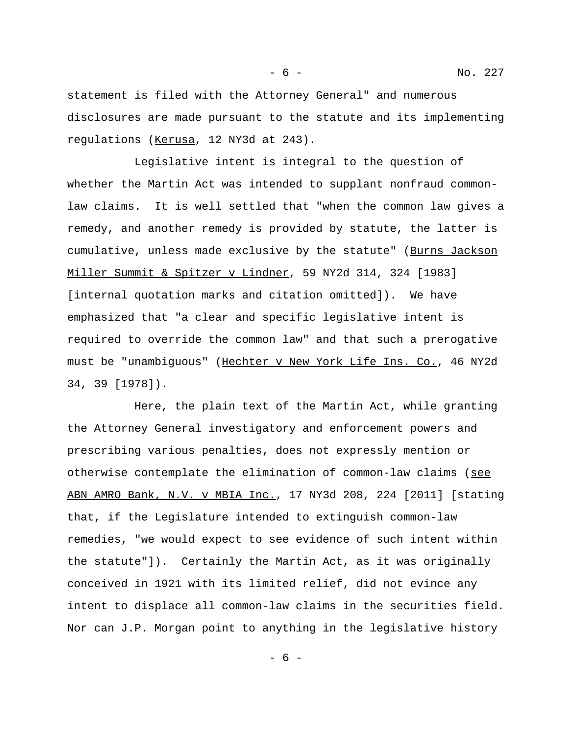statement is filed with the Attorney General" and numerous disclosures are made pursuant to the statute and its implementing regulations (Kerusa, 12 NY3d at 243).

Legislative intent is integral to the question of whether the Martin Act was intended to supplant nonfraud common-law claims. It is well settled that "when the common law gives a remedy, and another remedy is provided by statute, the latter is cumulative, unless made exclusive by the statute" (Burns Jackson Miller Summit & Spitzer v Lindner, 59 NY2d 314, 324 [1983] [internal quotation marks and citation omitted]). We have emphasized that "a clear and specific legislative intent is required to override the common law" and that such a prerogative must be "unambiguous" (Hechter v New York Life Ins. Co., 46 NY2d 34, 39 [1978]).

Here, the plain text of the Martin Act, while granting the Attorney General investigatory and enforcement powers and prescribing various penalties, does not expressly mention or otherwise contemplate the elimination of common-law claims (see ABN AMRO Bank, N.V. v MBIA Inc., 17 NY3d 208, 224 [2011] [stating that, if the Legislature intended to extinguish common-law remedies, "we would expect to see evidence of such intent within the statute"]). Certainly the Martin Act, as it was originally conceived in 1921 with its limited relief, did not evince any intent to displace all common-law claims in the securities field. Nor can J.P. Morgan point to anything in the legislative history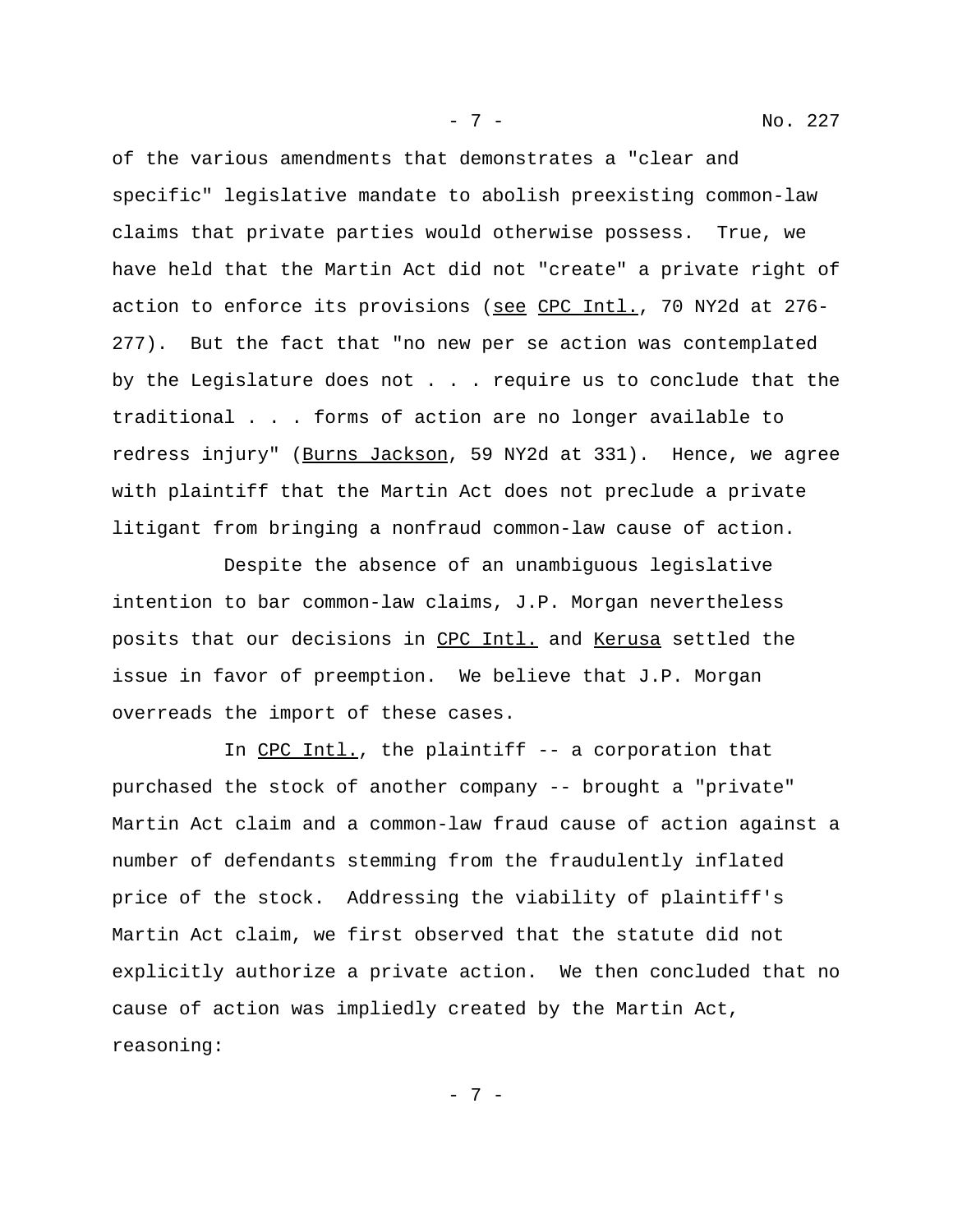of the various amendments that demonstrates a "clear and specific" legislative mandate to abolish preexisting common-law claims that private parties would otherwise possess. True, we have held that the Martin Act did not "create" a private right of action to enforce its provisions (see CPC Intl., 70 NY2d at 276-277). But the fact that "no new per se action was contemplated by the Legislature does not . . . require us to conclude that the traditional . . . forms of action are no longer available to redress injury" (Burns Jackson, 59 NY2d at 331). Hence, we agree with plaintiff that the Martin Act does not preclude a private litigant from bringing a nonfraud common-law cause of action.

Despite the absence of an unambiguous legislative intention to bar common-law claims, J.P. Morgan nevertheless posits that our decisions in CPC Intl. and Kerusa settled the issue in favor of preemption. We believe that J.P. Morgan overreads the import of these cases.

In CPC Intl., the plaintiff -- a corporation that purchased the stock of another company -- brought a "private" Martin Act claim and a common-law fraud cause of action against a number of defendants stemming from the fraudulently inflated price of the stock. Addressing the viability of plaintiff's Martin Act claim, we first observed that the statute did not explicitly authorize a private action. We then concluded that no cause of action was impliedly created by the Martin Act, reasoning: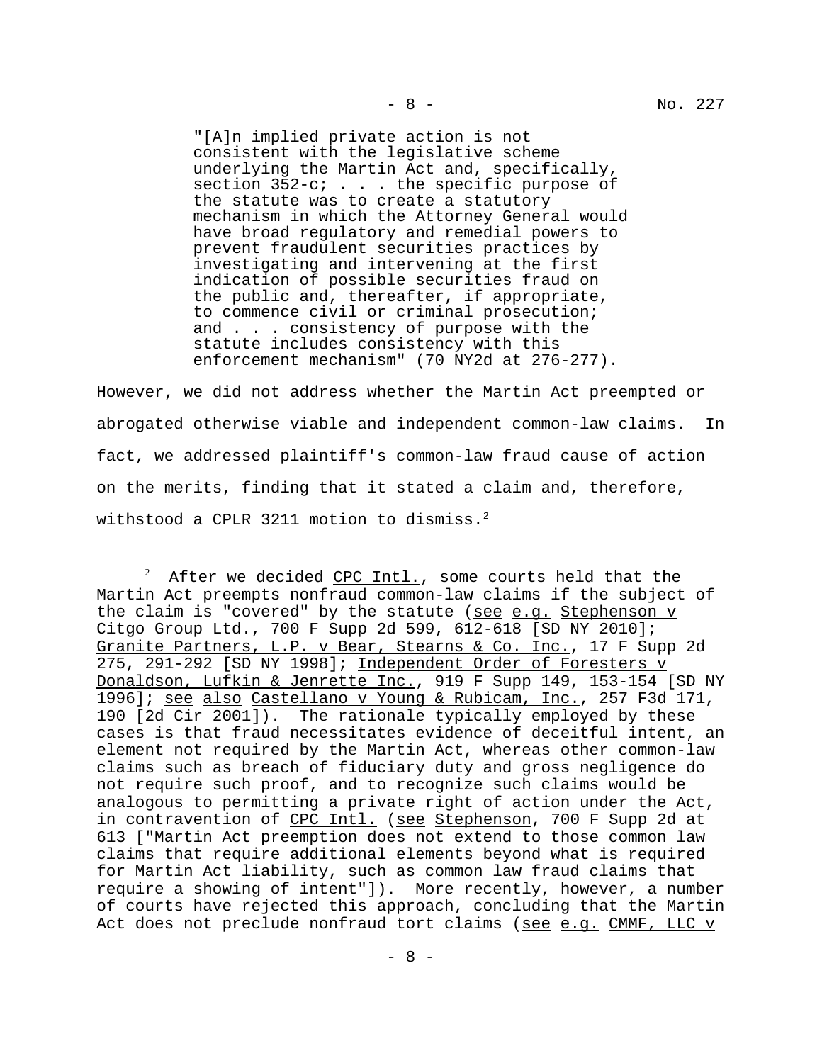> "[A]n implied private action is not consistent with the legislative scheme underlying the Martin Act and, specifically, section 352-c; . . . the specific purpose of the statute was to create a statutory mechanism in which the Attorney General would have broad regulatory and remedial powers to prevent fraudulent securities practices by investigating and intervening at the first indication of possible securities fraud on the public and, thereafter, if appropriate, to commence civil or criminal prosecution; and . . . consistency of purpose with the statute includes consistency with this enforcement mechanism" (70 NY2d at 276-277).

However, we did not address whether the Martin Act preempted or abrogated otherwise viable and independent common-law claims. In fact, we addressed plaintiff's common-law fraud cause of action on the merits, finding that it stated a claim and, therefore, withstood a CPLR 3211 motion to dismiss.[2]

---

[2] After we decided CPC Intl., some courts held that the Martin Act preempts nonfraud common-law claims if the subject of the claim is "covered" by the statute (see e.g. Stephenson v Citgo Group Ltd., 700 F Supp 2d 599, 612-618 [SD NY 2010]; Granite Partners, L.P. v Bear, Stearns & Co. Inc., 17 F Supp 2d 275, 291-292 [SD NY 1998]; Independent Order of Foresters v Donaldson, Lufkin & Jenrette Inc., 919 F Supp 149, 153-154 [SD NY 1996]; see also Castellano v Young & Rubicam, Inc., 257 F3d 171, 190 [2d Cir 2001]). The rationale typically employed by these cases is that fraud necessitates evidence of deceitful intent, an element not required by the Martin Act, whereas other common-law claims such as breach of fiduciary duty and gross negligence do not require such proof, and to recognize such claims would be analogous to permitting a private right of action under the Act, in contravention of CPC Intl. (see Stephenson, 700 F Supp 2d at 613 ["Martin Act preemption does not extend to those common law claims that require additional elements beyond what is required for Martin Act liability, such as common law fraud claims that require a showing of intent"]). More recently, however, a number of courts have rejected this approach, concluding that the Martin Act does not preclude nonfraud tort claims (see e.g. CMMF, LLC v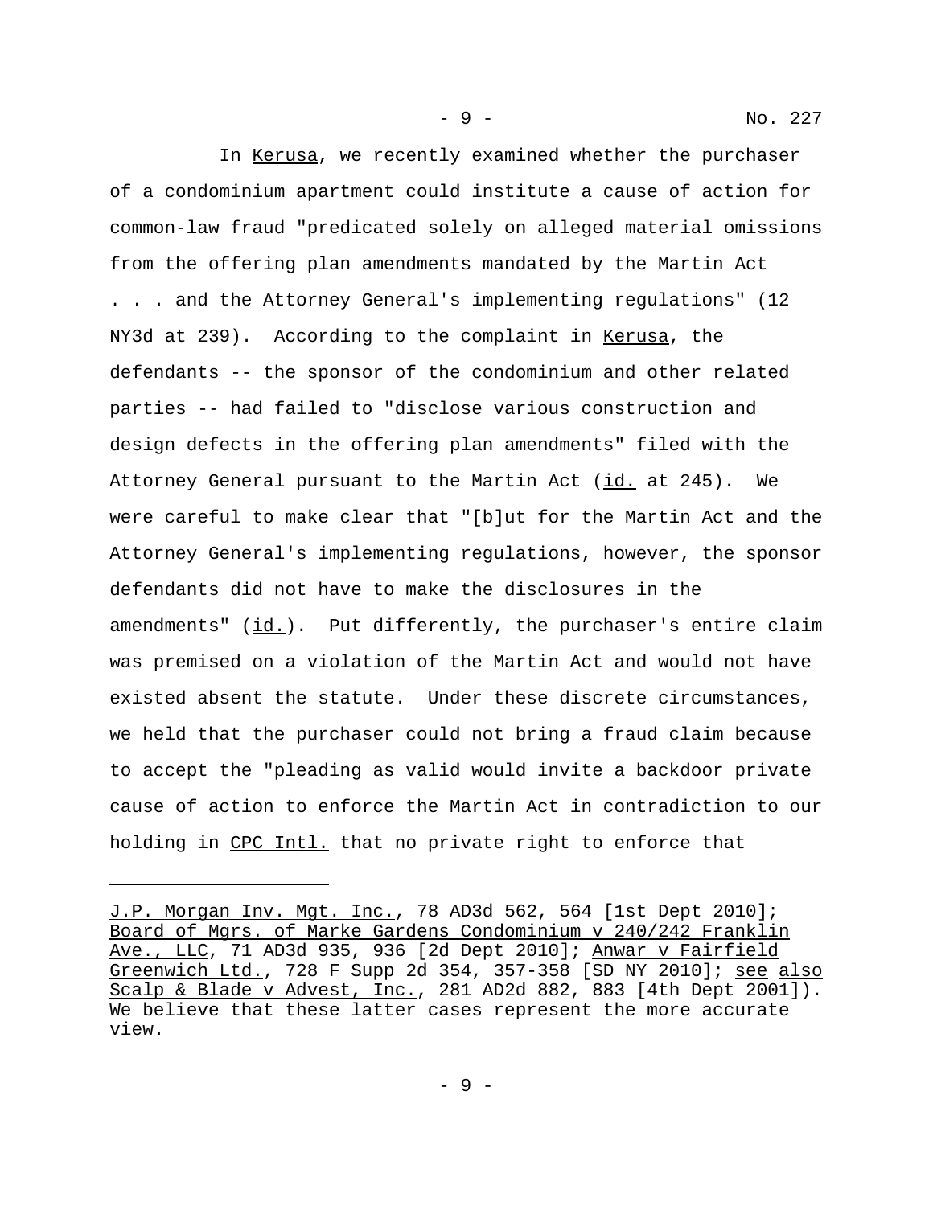In _Kerusa_, we recently examined whether the purchaser of a condominium apartment could institute a cause of action for common-law fraud "predicated solely on alleged material omissions from the offering plan amendments mandated by the Martin Act . . . and the Attorney General's implementing regulations" (12 NY3d at 239). According to the complaint in _Kerusa_, the defendants -- the sponsor of the condominium and other related parties -- had failed to "disclose various construction and design defects in the offering plan amendments" filed with the Attorney General pursuant to the Martin Act (_id._ at 245). We were careful to make clear that "[b]ut for the Martin Act and the Attorney General's implementing regulations, however, the sponsor defendants did not have to make the disclosures in the amendments" (_id._). Put differently, the purchaser's entire claim was premised on a violation of the Martin Act and would not have existed absent the statute. Under these discrete circumstances, we held that the purchaser could not bring a fraud claim because to accept the "pleading as valid would invite a backdoor private cause of action to enforce the Martin Act in contradiction to our holding in _CPC Intl._ that no private right to enforce that

---

_J.P. Morgan Inv. Mgt. Inc._, 78 AD3d 562, 564 [1st Dept 2010]; _Board of Mgrs. of Marke Gardens Condominium v 240/242 Franklin Ave., LLC_, 71 AD3d 935, 936 [2d Dept 2010]; _Anwar v Fairfield Greenwich Ltd._, 728 F Supp 2d 354, 357-358 [SD NY 2010]; _see also Scalp & Blade v Advest, Inc._, 281 AD2d 882, 883 [4th Dept 2001]). We believe that these latter cases represent the more accurate view.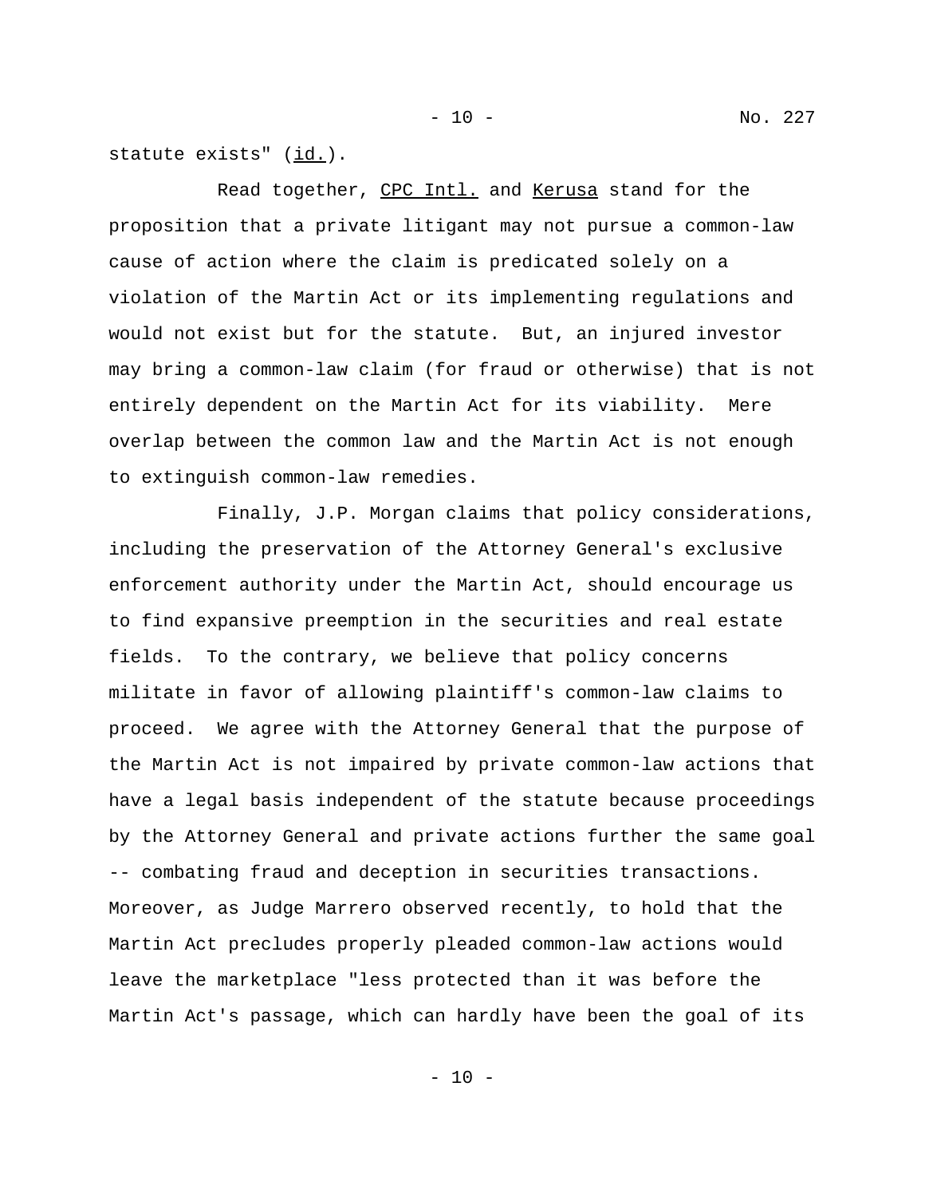statute exists" (id.).

Read together, CPC Intl. and Kerusa stand for the proposition that a private litigant may not pursue a common-law cause of action where the claim is predicated solely on a violation of the Martin Act or its implementing regulations and would not exist but for the statute. But, an injured investor may bring a common-law claim (for fraud or otherwise) that is not entirely dependent on the Martin Act for its viability. Mere overlap between the common law and the Martin Act is not enough to extinguish common-law remedies.

Finally, J.P. Morgan claims that policy considerations, including the preservation of the Attorney General's exclusive enforcement authority under the Martin Act, should encourage us to find expansive preemption in the securities and real estate fields. To the contrary, we believe that policy concerns militate in favor of allowing plaintiff's common-law claims to proceed. We agree with the Attorney General that the purpose of the Martin Act is not impaired by private common-law actions that have a legal basis independent of the statute because proceedings by the Attorney General and private actions further the same goal -- combating fraud and deception in securities transactions. Moreover, as Judge Marrero observed recently, to hold that the Martin Act precludes properly pleaded common-law actions would leave the marketplace "less protected than it was before the Martin Act's passage, which can hardly have been the goal of its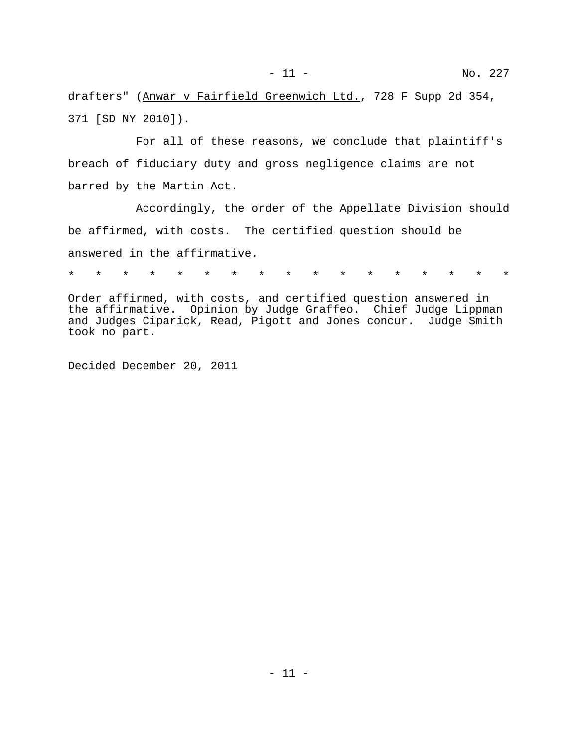drafters" (Anwar v Fairfield Greenwich Ltd., 728 F Supp 2d 354, 371 [SD NY 2010]).

For all of these reasons, we conclude that plaintiff's breach of fiduciary duty and gross negligence claims are not barred by the Martin Act.

Accordingly, the order of the Appellate Division should be affirmed, with costs. The certified question should be answered in the affirmative.

\* \* \* \* \* \* \* \* \* \* \* \* \* \* \* \* \*

Order affirmed, with costs, and certified question answered in the affirmative. Opinion by Judge Graffeo. Chief Judge Lippman and Judges Ciparick, Read, Pigott and Jones concur. Judge Smith took no part.

Decided December 20, 2011